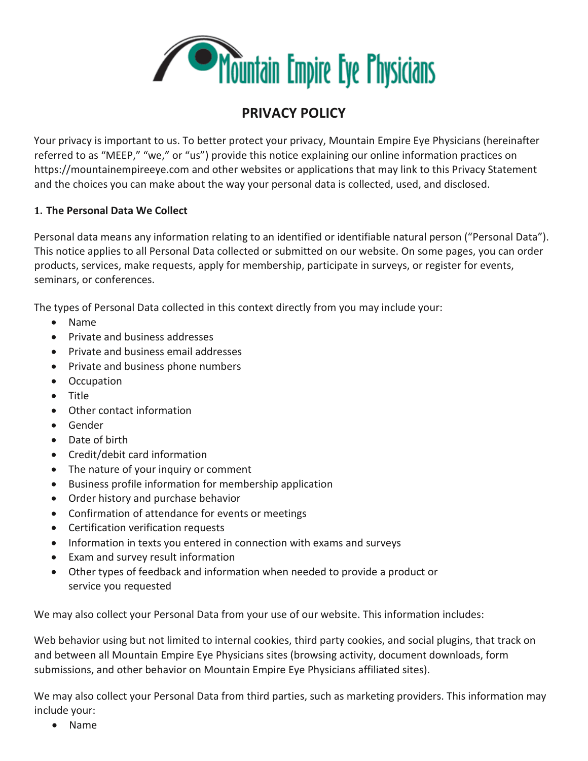# Mountain Empire Eye Physicians

## PRIVACY POLICY

Your privacy is important to us. To better protect your privacy, Mountain Empire Eye Physicians (hereinafter referred to as "MEEP," "we," or "us") provide this notice explaining our online information practices on https://mountainempireeye.com and other websites or applications that may link to this Privacy Statement and the choices you can make about the way your personal data is collected, used, and disclosed.

### 1. The Personal Data We Collect

Personal data means any information relating to an identified or identifiable natural person ("Personal Data"). This notice applies to all Personal Data collected or submitted on our website. On some pages, you can order products, services, make requests, apply for membership, participate in surveys, or register for events, seminars, or conferences.

The types of Personal Data collected in this context directly from you may include your:

- Name
- Private and business addresses
- Private and business email addresses
- Private and business phone numbers
- Occupation
- Title
- Other contact information
- Gender
- Date of birth
- Credit/debit card information
- The nature of your inquiry or comment
- Business profile information for membership application
- Order history and purchase behavior
- Confirmation of attendance for events or meetings
- Certification verification requests
- Information in texts you entered in connection with exams and surveys
- Exam and survey result information
- Other types of feedback and information when needed to provide a product or service you requested

We may also collect your Personal Data from your use of our website. This information includes:

Web behavior using but not limited to internal cookies, third party cookies, and social plugins, that track on and between all Mountain Empire Eye Physicians sites (browsing activity, document downloads, form submissions, and other behavior on Mountain Empire Eye Physicians affiliated sites).

We may also collect your Personal Data from third parties, such as marketing providers. This information may include your:

- Name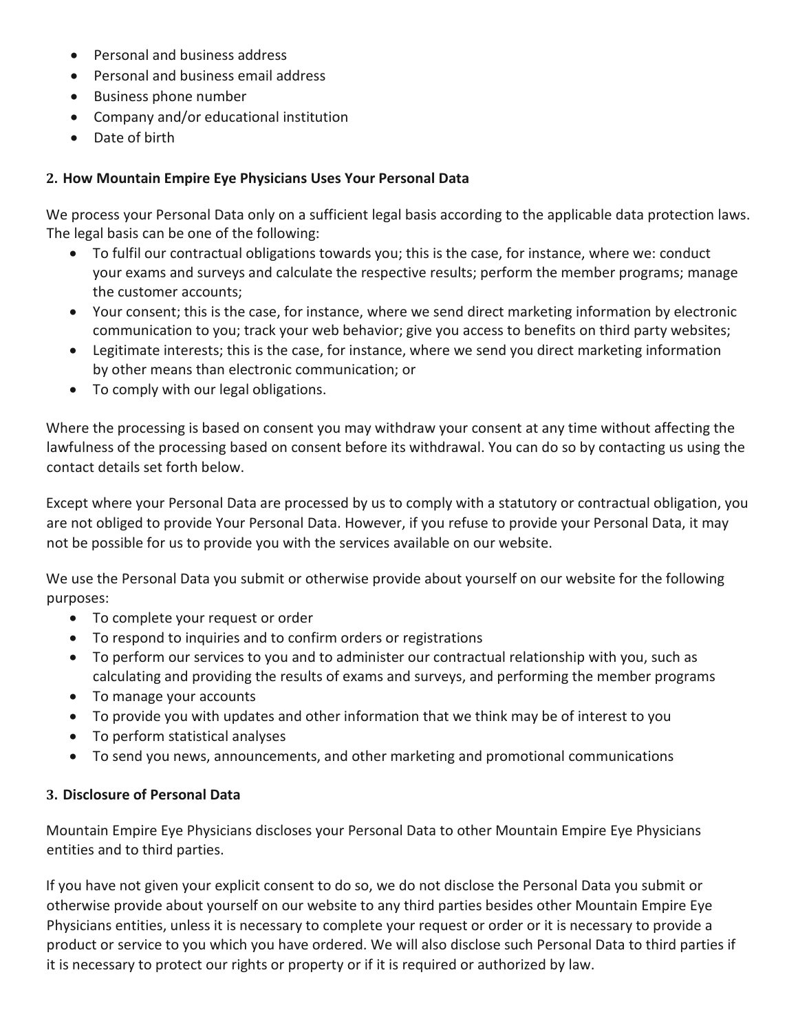- Personal and business address
- Personal and business email address
- Business phone number
- Company and/or educational institution
- Date of birth

**2. How Mountain Empire Eye Physicians Uses Your Personal Data**

We process your Personal Data only on a sufficient legal basis according to the applicable data protection laws. The legal basis can be one of the following:

- To fulfil our contractual obligations towards you; this is the case, for instance, where we: conduct your exams and surveys and calculate the respective results; perform the member programs; manage the customer accounts;
- Your consent; this is the case, for instance, where we send direct marketing information by electronic communication to you; track your web behavior; give you access to benefits on third party websites;
- Legitimate interests; this is the case, for instance, where we send you direct marketing information by other means than electronic communication; or
- To comply with our legal obligations.

Where the processing is based on consent you may withdraw your consent at any time without affecting the lawfulness of the processing based on consent before its withdrawal. You can do so by contacting us using the contact details set forth below.

Except where your Personal Data are processed by us to comply with a statutory or contractual obligation, you are not obliged to provide Your Personal Data. However, if you refuse to provide your Personal Data, it may not be possible for us to provide you with the services available on our website.

We use the Personal Data you submit or otherwise provide about yourself on our website for the following purposes:

- To complete your request or order
- To respond to inquiries and to confirm orders or registrations
- To perform our services to you and to administer our contractual relationship with you, such as calculating and providing the results of exams and surveys, and performing the member programs
- To manage your accounts
- To provide you with updates and other information that we think may be of interest to you
- To perform statistical analyses
- To send you news, announcements, and other marketing and promotional communications

**3. Disclosure of Personal Data**

Mountain Empire Eye Physicians discloses your Personal Data to other Mountain Empire Eye Physicians entities and to third parties.

If you have not given your explicit consent to do so, we do not disclose the Personal Data you submit or otherwise provide about yourself on our website to any third parties besides other Mountain Empire Eye Physicians entities, unless it is necessary to complete your request or order or it is necessary to provide a product or service to you which you have ordered. We will also disclose such Personal Data to third parties if it is necessary to protect our rights or property or if it is required or authorized by law.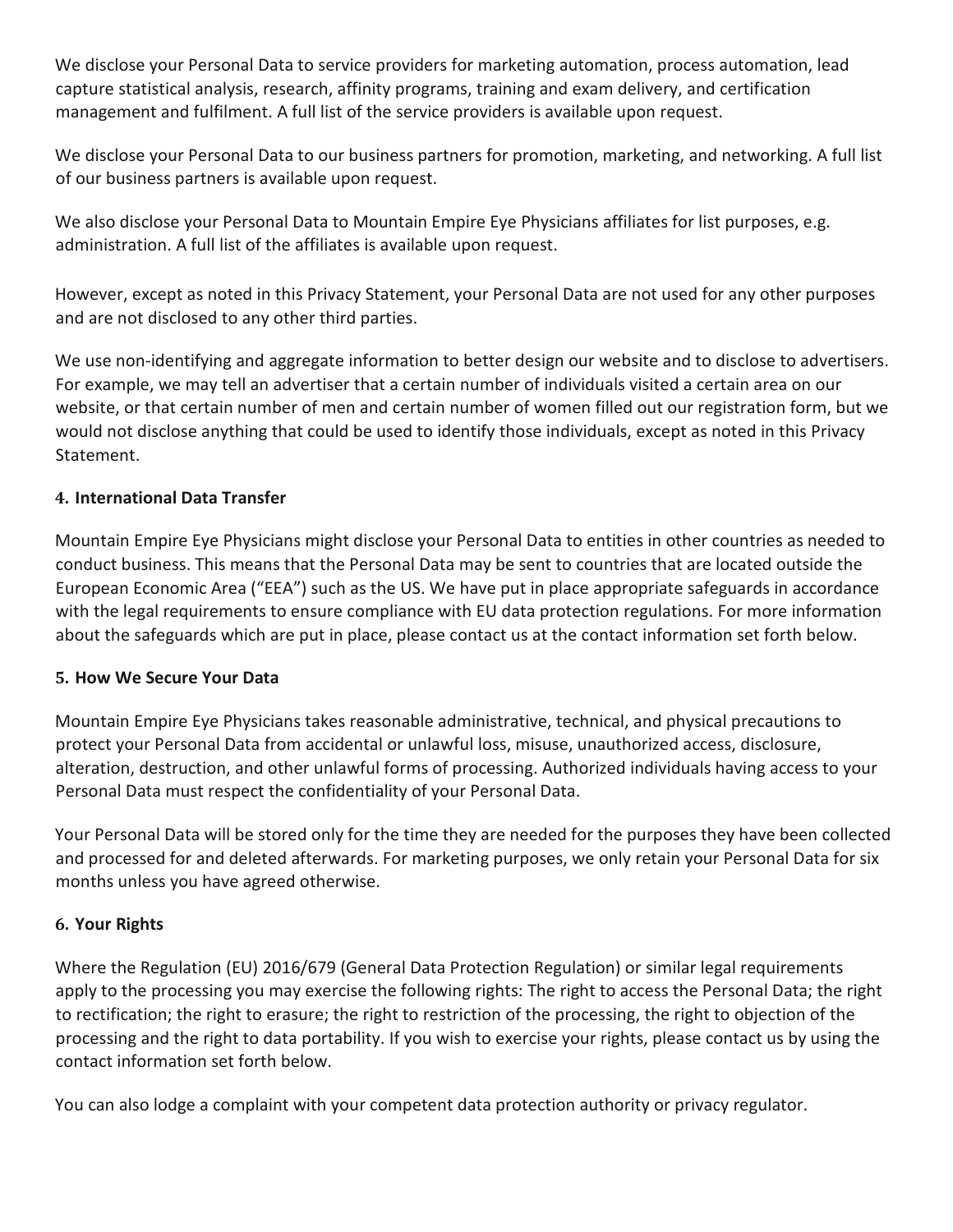We disclose your Personal Data to service providers for marketing automation, process automation, lead capture statistical analysis, research, affinity programs, training and exam delivery, and certification management and fulfilment. A full list of the service providers is available upon request.

We disclose your Personal Data to our business partners for promotion, marketing, and networking. A full list of our business partners is available upon request.

We also disclose your Personal Data to Mountain Empire Eye Physicians affiliates for list purposes, e.g. administration. A full list of the affiliates is available upon request.

However, except as noted in this Privacy Statement, your Personal Data are not used for any other purposes and are not disclosed to any other third parties.

We use non-identifying and aggregate information to better design our website and to disclose to advertisers. For example, we may tell an advertiser that a certain number of individuals visited a certain area on our website, or that certain number of men and certain number of women filled out our registration form, but we would not disclose anything that could be used to identify those individuals, except as noted in this Privacy Statement.

## 4. International Data Transfer

Mountain Empire Eye Physicians might disclose your Personal Data to entities in other countries as needed to conduct business. This means that the Personal Data may be sent to countries that are located outside the European Economic Area ("EEA") such as the US. We have put in place appropriate safeguards in accordance with the legal requirements to ensure compliance with EU data protection regulations. For more information about the safeguards which are put in place, please contact us at the contact information set forth below.

## 5. How We Secure Your Data

Mountain Empire Eye Physicians takes reasonable administrative, technical, and physical precautions to protect your Personal Data from accidental or unlawful loss, misuse, unauthorized access, disclosure, alteration, destruction, and other unlawful forms of processing. Authorized individuals having access to your Personal Data must respect the confidentiality of your Personal Data.

Your Personal Data will be stored only for the time they are needed for the purposes they have been collected and processed for and deleted afterwards. For marketing purposes, we only retain your Personal Data for six months unless you have agreed otherwise.

## 6. Your Rights

Where the Regulation (EU) 2016/679 (General Data Protection Regulation) or similar legal requirements apply to the processing you may exercise the following rights: The right to access the Personal Data; the right to rectification; the right to erasure; the right to restriction of the processing, the right to objection of the processing and the right to data portability. If you wish to exercise your rights, please contact us by using the contact information set forth below.

You can also lodge a complaint with your competent data protection authority or privacy regulator.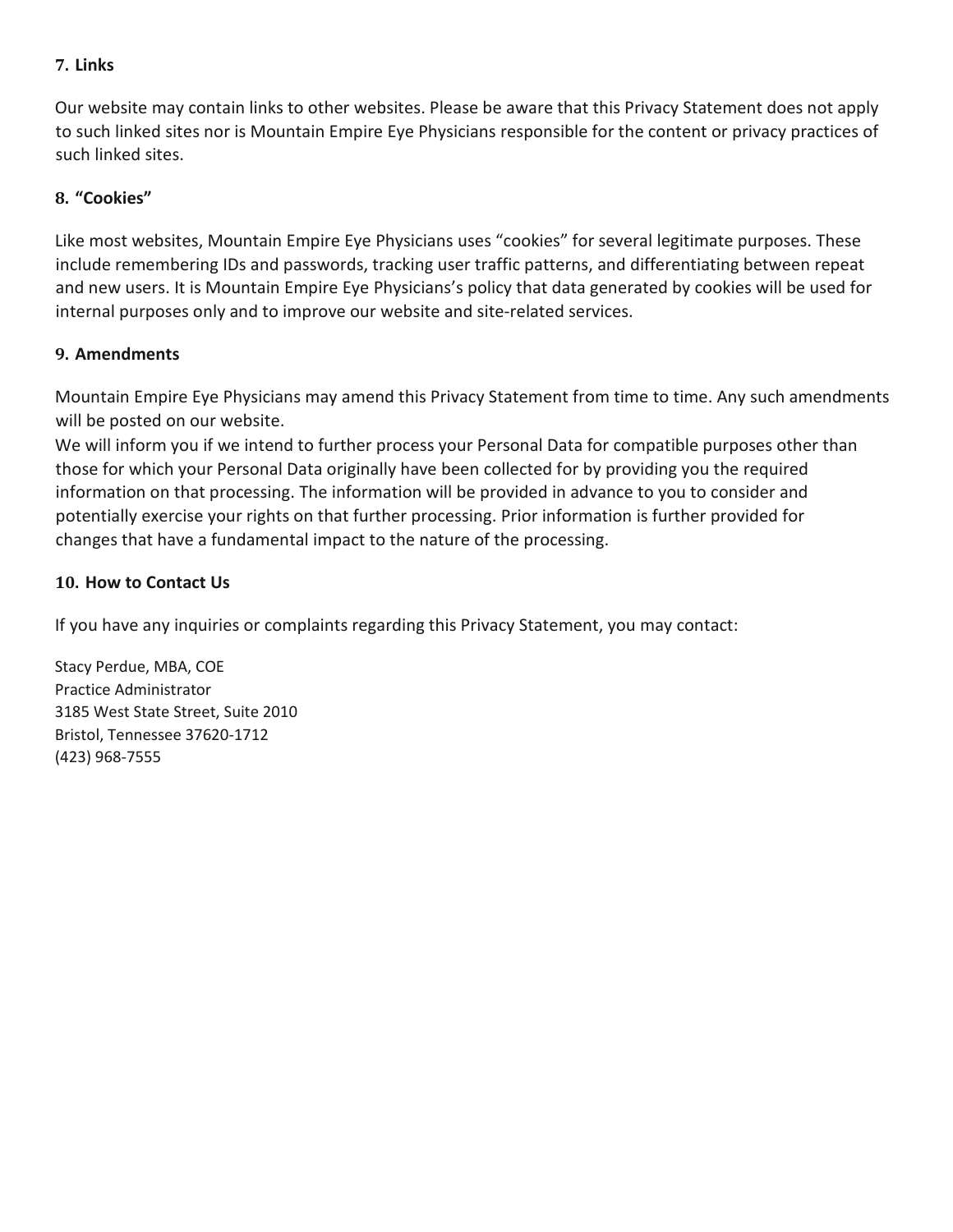### 7. Links

Our website may contain links to other websites. Please be aware that this Privacy Statement does not apply to such linked sites nor is Mountain Empire Eye Physicians responsible for the content or privacy practices of such linked sites.

### 8. "Cookies"

Like most websites, Mountain Empire Eye Physicians uses "cookies" for several legitimate purposes. These include remembering IDs and passwords, tracking user traffic patterns, and differentiating between repeat and new users. It is Mountain Empire Eye Physicians's policy that data generated by cookies will be used for internal purposes only and to improve our website and site-related services.

### 9. Amendments

Mountain Empire Eye Physicians may amend this Privacy Statement from time to time. Any such amendments will be posted on our website.

We will inform you if we intend to further process your Personal Data for compatible purposes other than those for which your Personal Data originally have been collected for by providing you the required information on that processing. The information will be provided in advance to you to consider and potentially exercise your rights on that further processing. Prior information is further provided for changes that have a fundamental impact to the nature of the processing.

### 10. How to Contact Us

If you have any inquiries or complaints regarding this Privacy Statement, you may contact:

Stacy Perdue, MBA, COE
Practice Administrator
3185 West State Street, Suite 2010
Bristol, Tennessee 37620-1712
(423) 968-7555